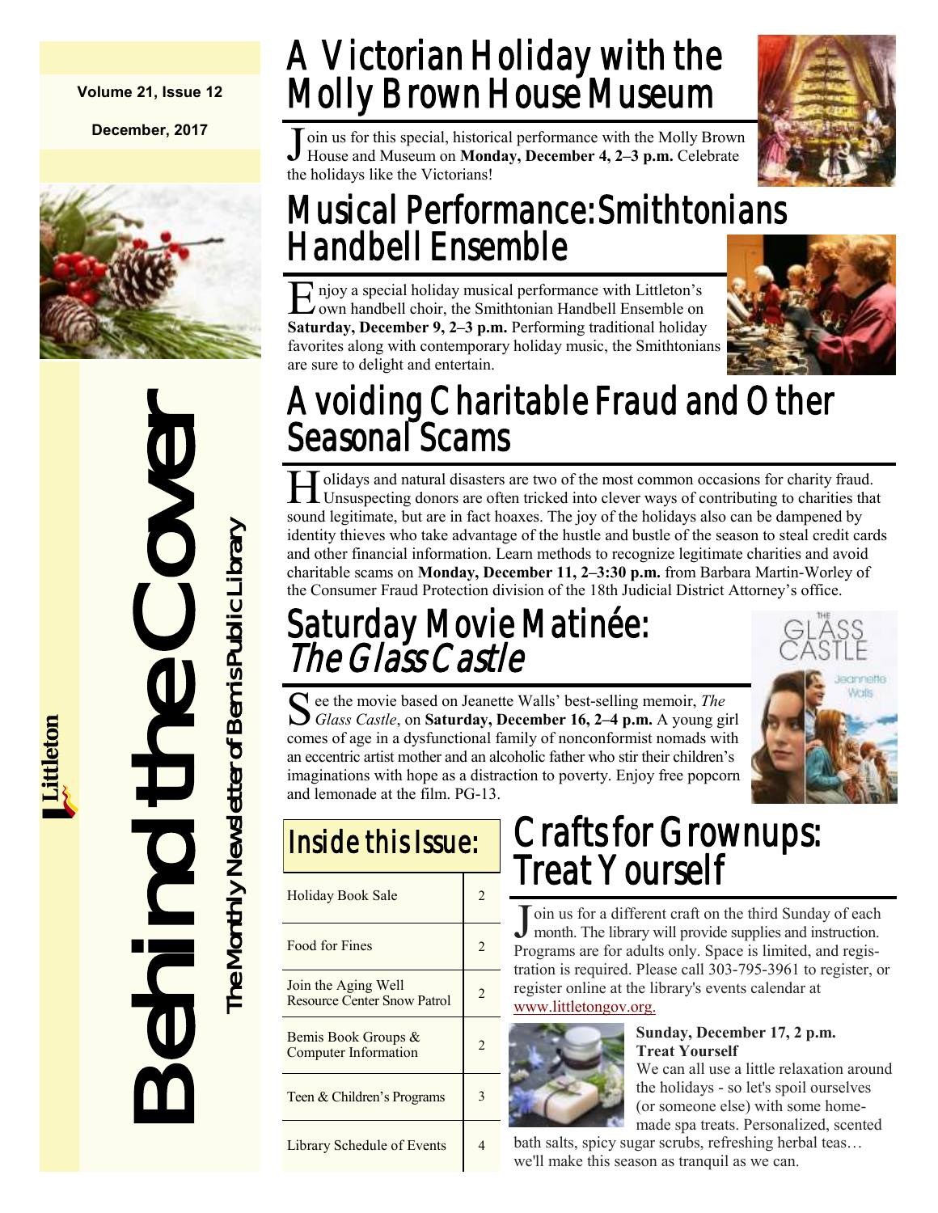Volume 21, Issue 12

December, 2017

# Behind the Cover

The Monthly Newsletter of Bemis Public Library

Littleton

## A Victorian Holiday with the Molly Brown House Museum

Join us for this special, historical performance with the Molly Brown House and Museum on **Monday, December 4, 2–3 p.m.** Celebrate the holidays like the Victorians!

## Musical Performance: Smithtonians Handbell Ensemble

Enjoy a special holiday musical performance with Littleton's own handbell choir, the Smithtonian Handbell Ensemble on **Saturday, December 9, 2–3 p.m.** Performing traditional holiday favorites along with contemporary holiday music, the Smithtonians are sure to delight and entertain.

## Avoiding Charitable Fraud and Other Seasonal Scams

Holidays and natural disasters are two of the most common occasions for charity fraud. Unsuspecting donors are often tricked into clever ways of contributing to charities that sound legitimate, but are in fact hoaxes. The joy of the holidays also can be dampened by identity thieves who take advantage of the hustle and bustle of the season to steal credit cards and other financial information. Learn methods to recognize legitimate charities and avoid charitable scams on **Monday, December 11, 2–3:30 p.m.** from Barbara Martin-Worley of the Consumer Fraud Protection division of the 18th Judicial District Attorney's office.

## Saturday Movie Matinée: *The Glass Castle*

See the movie based on Jeanette Walls' best-selling memoir, *The Glass Castle*, on **Saturday, December 16, 2–4 p.m.** A young girl comes of age in a dysfunctional family of nonconformist nomads with an eccentric artist mother and an alcoholic father who stir their children's imaginations with hope as a distraction to poverty. Enjoy free popcorn and lemonade at the film. PG-13.

## Inside this Issue:

| | |
|---|---|
| Holiday Book Sale | 2 |
| Food for Fines | 2 |
| Join the Aging Well Resource Center Snow Patrol | 2 |
| Bemis Book Groups & Computer Information | 2 |
| Teen & Children's Programs | 3 |
| Library Schedule of Events | 4 |

## Crafts for Grownups: Treat Yourself

Join us for a different craft on the third Sunday of each month. The library will provide supplies and instruction. Programs are for adults only. Space is limited, and registration is required. Please call 303-795-3961 to register, or register online at the library's events calendar at www.littletongov.org.

**Sunday, December 17, 2 p.m.**
**Treat Yourself**

We can all use a little relaxation around the holidays - so let's spoil ourselves (or someone else) with some homemade spa treats. Personalized, scented bath salts, spicy sugar scrubs, refreshing herbal teas… we'll make this season as tranquil as we can.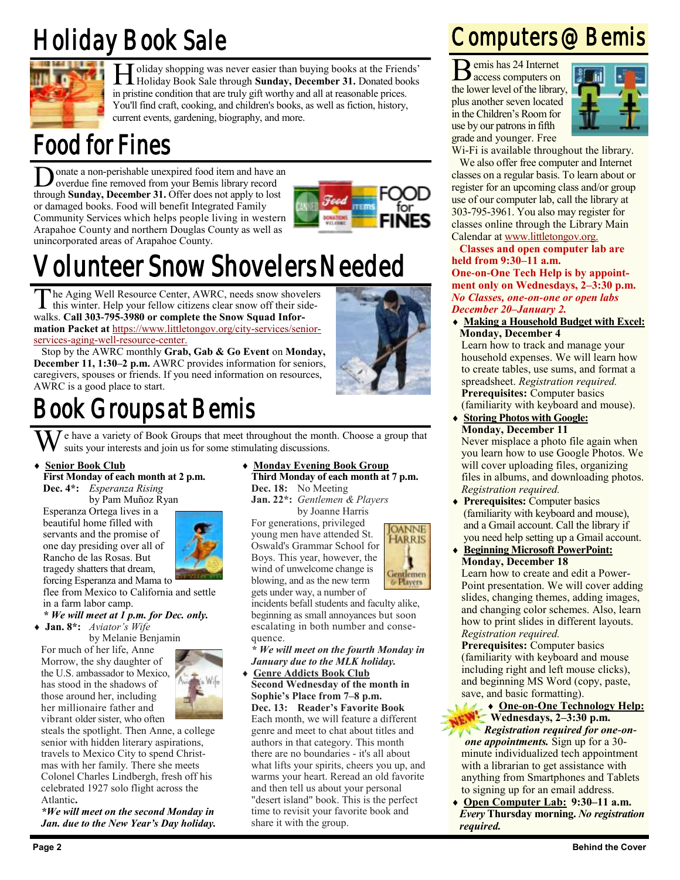# Holiday Book Sale

Holiday shopping was never easier than buying books at the Friends' Holiday Book Sale through **Sunday, December 31.** Donated books in pristine condition that are truly gift worthy and all at reasonable prices. You'll find craft, cooking, and children's books, as well as fiction, history, current events, gardening, biography, and more.

# Food for Fines

Donate a non-perishable unexpired food item and have an overdue fine removed from your Bemis library record through **Sunday, December 31.** Offer does not apply to lost or damaged books. Food will benefit Integrated Family Community Services which helps people living in western Arapahoe County and northern Douglas County as well as unincorporated areas of Arapahoe County.

# Volunteer Snow Shovelers Needed

The Aging Well Resource Center, AWRC, needs snow shovelers this winter. Help your fellow citizens clear snow off their sidewalks. **Call 303-795-3980 or complete the Snow Squad Information Packet at** https://www.littletongov.org/city-services/senior-services-aging-well-resource-center.

Stop by the AWRC monthly **Grab, Gab & Go Event** on **Monday, December 11, 1:30–2 p.m.** AWRC provides information for seniors, caregivers, spouses or friends. If you need information on resources, AWRC is a good place to start.

# Book Groups at Bemis

We have a variety of Book Groups that meet throughout the month. Choose a group that suits your interests and join us for some stimulating discussions.

- **Senior Book Club**
  **First Monday of each month at 2 p.m.**
  **Dec. 4\*:** *Esperanza Rising* by Pam Muñoz Ryan
  Esperanza Ortega lives in a beautiful home filled with servants and the promise of one day presiding over all of Rancho de las Rosas. But tragedy shatters that dream, forcing Esperanza and Mama to flee from Mexico to California and settle in a farm labor camp.
  ***\* We will meet at 1 p.m. for Dec. only.***
- **Jan. 8\*:** *Aviator's Wife* by Melanie Benjamin
  For much of her life, Anne Morrow, the shy daughter of the U.S. ambassador to Mexico, has stood in the shadows of those around her, including her millionaire father and vibrant older sister, who often steals the spotlight. Then Anne, a college senior with hidden literary aspirations, travels to Mexico City to spend Christmas with her family. There she meets Colonel Charles Lindbergh, fresh off his celebrated 1927 solo flight across the Atlantic**.**
  ***\*We will meet on the second Monday in Jan. due to the New Year's Day holiday.***
- **Monday Evening Book Group**
  **Third Monday of each month at 7 p.m.**
  **Dec. 18:** No Meeting
  **Jan. 22\*:** *Gentlemen & Players* by Joanne Harris
  For generations, privileged young men have attended St. Oswald's Grammar School for Boys. This year, however, the wind of unwelcome change is blowing, and as the new term gets under way, a number of incidents befall students and faculty alike, beginning as small annoyances but soon escalating in both number and consequence.
  ***\* We will meet on the fourth Monday in January due to the MLK holiday.***
- **Genre Addicts Book Club**
  **Second Wednesday of the month in Sophie's Place from 7–8 p.m.**
  **Dec. 13: Reader's Favorite Book**
  Each month, we will feature a different genre and meet to chat about titles and authors in that category. This month there are no boundaries - it's all about what lifts your spirits, cheers you up, and warms your heart. Reread an old favorite and then tell us about your personal "desert island" book. This is the perfect time to revisit your favorite book and share it with the group.

# Computers @ Bemis

Bemis has 24 Internet access computers on the lower level of the library, plus another seven located in the Children's Room for use by our patrons in fifth grade and younger. Free Wi-Fi is available throughout the library.

We also offer free computer and Internet classes on a regular basis. To learn about or register for an upcoming class and/or group use of our computer lab, call the library at 303-795-3961. You also may register for classes online through the Library Main Calendar at www.littletongov.org.

**Classes and open computer lab are held from 9:30–11 a.m.**
**One-on-One Tech Help is by appointment only on Wednesdays, 2–3:30 p.m.**
***No Classes, one-on-one or open labs December 20–January 2.***

- **Making a Household Budget with Excel:**
  **Monday, December 4**
  Learn how to track and manage your household expenses. We will learn how to create tables, use sums, and format a spreadsheet. *Registration required.*
  **Prerequisites:** Computer basics (familiarity with keyboard and mouse).
- **Storing Photos with Google:**
  **Monday, December 11**
  Never misplace a photo file again when you learn how to use Google Photos. We will cover uploading files, organizing files in albums, and downloading photos. *Registration required.*
- **Prerequisites:** Computer basics (familiarity with keyboard and mouse), and a Gmail account. Call the library if you need help setting up a Gmail account.
- **Beginning Microsoft PowerPoint:**
  **Monday, December 18**
  Learn how to create and edit a PowerPoint presentation. We will cover adding slides, changing themes, adding images, and changing color schemes. Also, learn how to print slides in different layouts. *Registration required.*
  **Prerequisites:** Computer basics (familiarity with keyboard and mouse including right and left mouse clicks), and beginning MS Word (copy, paste, save, and basic formatting).
- NEW! **One-on-One Technology Help:**
  **Wednesdays, 2–3:30 p.m.**
  ***Registration required for one-on-one appointments.*** Sign up for a 30-minute individualized tech appointment with a librarian to get assistance with anything from Smartphones and Tablets to signing up for an email address.
- **Open Computer Lab: 9:30–11 a.m.** ***Every*** **Thursday morning.** ***No registration required.***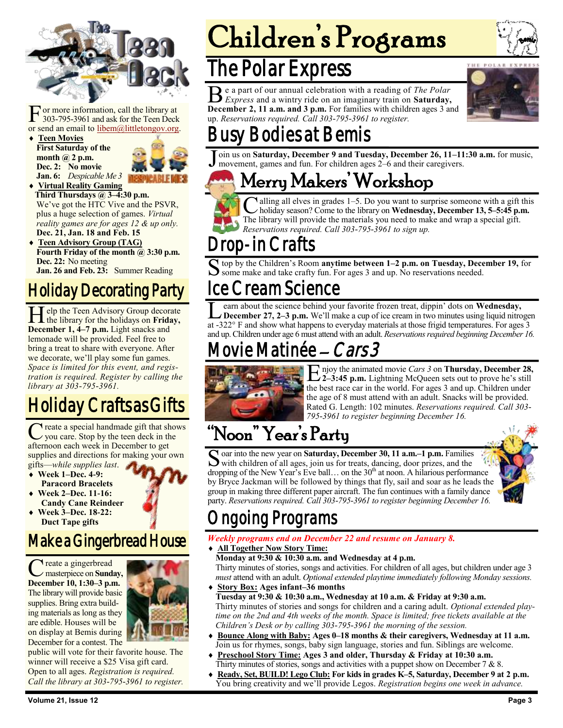# The Teen Deck

For more information, call the library at 303-795-3961 and ask for the Teen Deck or send an email to libem@littletongov.org.

- **Teen Movies**
  **First Saturday of the month @ 2 p.m.**
  **Dec. 2:** No movie
  **Jan. 6:** *Despicable Me 3*
- **Virtual Reality Gaming**
  **Third Thursdays @ 3–4:30 p.m.**
  We've got the HTC Vive and the PSVR, plus a huge selection of games. *Virtual reality games are for ages 12 & up only.*
  **Dec. 21, Jan. 18 and Feb. 15**
- **Teen Advisory Group (TAG)**
  **Fourth Friday of the month @ 3:30 p.m.**
  **Dec. 22:** No meeting
  **Jan. 26 and Feb. 23:** Summer Reading

## Holiday Decorating Party

Help the Teen Advisory Group decorate the library for the holidays on **Friday, December 1, 4–7 p.m.** Light snacks and lemonade will be provided. Feel free to bring a treat to share with everyone. After we decorate, we'll play some fun games. *Space is limited for this event, and registration is required. Register by calling the library at 303-795-3961.*

## Holiday Crafts as Gifts

Create a special handmade gift that shows you care. Stop by the teen deck in the afternoon each week in December to get supplies and directions for making your own gifts—*while supplies last*.

- **Week 1–Dec. 4-9: Paracord Bracelets**
- **Week 2–Dec. 11-16: Candy Cane Reindeer**
- **Week 3–Dec. 18-22: Duct Tape gifts**

## Make a Gingerbread House

Create a gingerbread masterpiece on **Sunday, December 10, 1:30–3 p.m.** The library will provide basic supplies. Bring extra building materials as long as they are edible. Houses will be on display at Bemis during December for a contest. The public will vote for their favorite house. The winner will receive a $25 Visa gift card. Open to all ages. *Registration is required. Call the library at 303-795-3961 to register.*

# Children's Programs

## The Polar Express

Be a part of our annual celebration with a reading of *The Polar Express* and a wintry ride on an imaginary train on **Saturday, December 2, 11 a.m. and 3 p.m.** For families with children ages 3 and up. *Reservations required. Call 303-795-3961 to register.*

## Busy Bodies at Bemis

Join us on **Saturday, December 9 and Tuesday, December 26, 11–11:30 a.m.** for music, movement, games and fun. For children ages 2–6 and their caregivers.

## Merry Makers' Workshop

Calling all elves in grades 1–5. Do you want to surprise someone with a gift this holiday season? Come to the library on **Wednesday, December 13, 5–5:45 p.m.** The library will provide the materials you need to make and wrap a special gift. *Reservations required. Call 303-795-3961 to sign up.*

## Drop-in Crafts

Stop by the Children's Room **anytime between 1–2 p.m. on Tuesday, December 19,** for some make and take crafty fun. For ages 3 and up. No reservations needed.

## Ice Cream Science

Learn about the science behind your favorite frozen treat, dippin' dots on **Wednesday, December 27, 2–3 p.m.** We'll make a cup of ice cream in two minutes using liquid nitrogen at -322° F and show what happens to everyday materials at those frigid temperatures. For ages 3 and up. Children under age 6 must attend with an adult. *Reservations required beginning December 16.*

## Movie Matinée – *Cars 3*

Enjoy the animated movie *Cars 3* on **Thursday, December 28, 2–3:45 p.m.** Lightning McQueen sets out to prove he's still the best race car in the world. For ages 3 and up. Children under the age of 8 must attend with an adult. Snacks will be provided. Rated G. Length: 102 minutes. *Reservations required. Call 303-795-3961 to register beginning December 16.*

## "Noon" Year's Party

Soar into the new year on **Saturday, December 30, 11 a.m.–1 p.m.** Families with children of all ages, join us for treats, dancing, door prizes, and the dropping of the New Year's Eve ball… on the 30th at noon. A hilarious performance by Bryce Jackman will be followed by things that fly, sail and soar as he leads the group in making three different paper aircraft. The fun continues with a family dance party. *Reservations required. Call 303-795-3961 to register beginning December 16.*

## Ongoing Programs

***Weekly programs end on December 22 and resume on January 8.***

- **All Together Now Story Time:**
  **Monday at 9:30 & 10:30 a.m. and Wednesday at 4 p.m.**
  Thirty minutes of stories, songs and activities. For children of all ages, but children under age 3 *must* attend with an adult. *Optional extended playtime immediately following Monday sessions.*
- **Story Box: Ages infant–36 months**
  **Tuesday at 9:30 & 10:30 a.m., Wednesday at 10 a.m. & Friday at 9:30 a.m.**
  Thirty minutes of stories and songs for children and a caring adult. *Optional extended playtime on the 2nd and 4th weeks of the month. Space is limited; free tickets available at the Children's Desk or by calling 303-795-3961 the morning of the session.*
- **Bounce Along with Baby: Ages 0–18 months & their caregivers, Wednesday at 11 a.m.**
  Join us for rhymes, songs, baby sign language, stories and fun. Siblings are welcome.
- **Preschool Story Time: Ages 3 and older, Thursday & Friday at 10:30 a.m.**
  Thirty minutes of stories, songs and activities with a puppet show on December 7 & 8.
- **Ready, Set, BUILD! Lego Club: For kids in grades K–5, Saturday, December 9 at 2 p.m.**
  You bring creativity and we'll provide Legos. *Registration begins one week in advance.*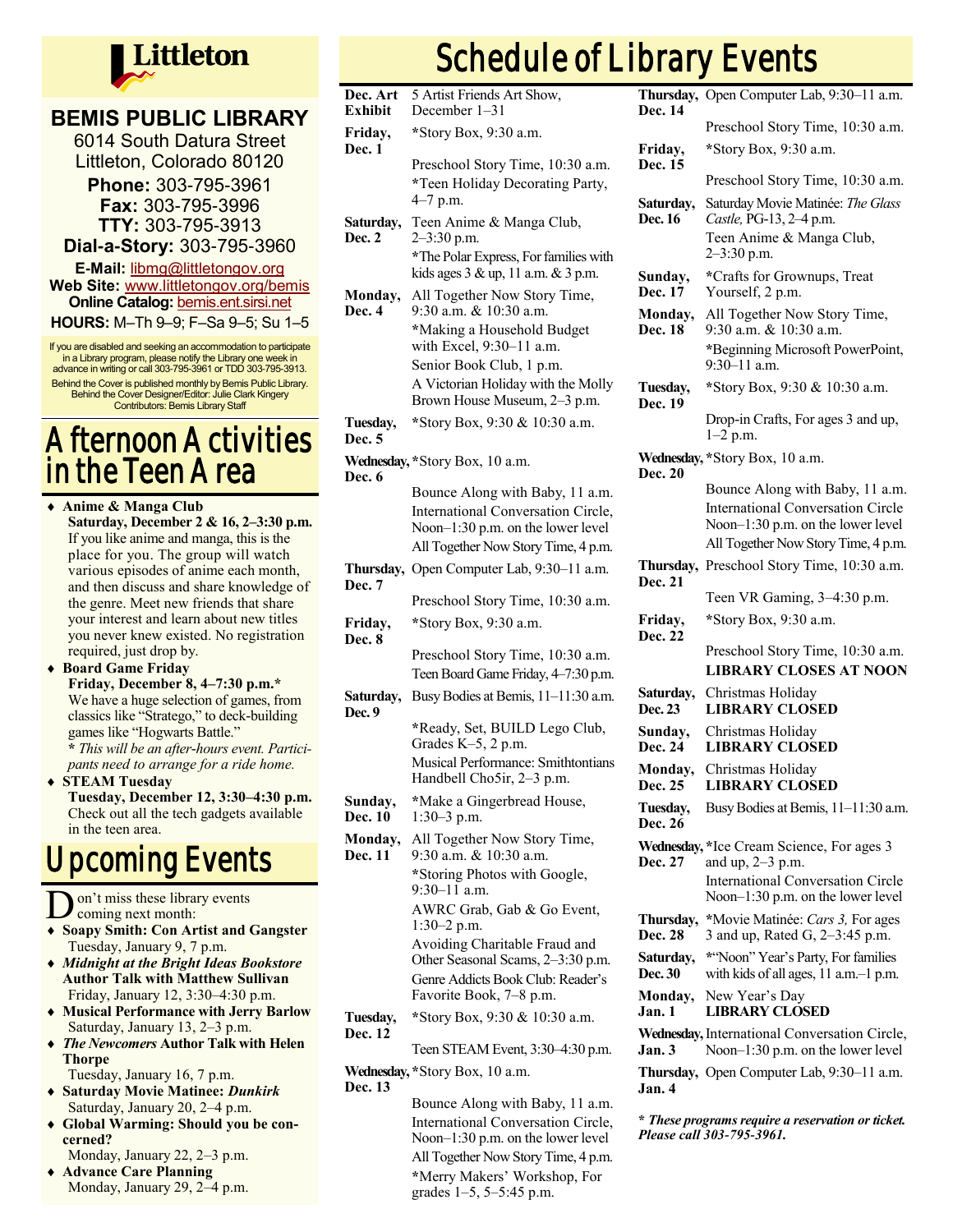Littleton

## BEMIS PUBLIC LIBRARY

6014 South Datura Street
Littleton, Colorado 80120

**Phone:** 303-795-3961
**Fax:** 303-795-3996
**TTY:** 303-795-3913
**Dial-a-Story:** 303-795-3960

**E-Mail:** libmg@littletongov.org
**Web Site:** www.littletongov.org/bemis
**Online Catalog:** bemis.ent.sirsi.net

**HOURS:** M–Th 9–9; F–Sa 9–5; Su 1–5

If you are disabled and seeking an accommodation to participate in a Library program, please notify the Library one week in advance in writing or call 303-795-3961 or TDD 303-795-3913.

Behind the Cover is published monthly by Bemis Public Library. Behind the Cover Designer/Editor: Julie Clark Kingery Contributors: Bemis Library Staff

# Afternoon Activities in the Teen Area

- **Anime & Manga Club**
  **Saturday, December 2 & 16, 2–3:30 p.m.**
  If you like anime and manga, this is the place for you. The group will watch various episodes of anime each month, and then discuss and share knowledge of the genre. Meet new friends that share your interest and learn about new titles you never knew existed. No registration required, just drop by.
- **Board Game Friday**
  **Friday, December 8, 4–7:30 p.m.***
  We have a huge selection of games, from classics like "Stratego," to deck-building games like "Hogwarts Battle."
  ***** *This will be an after-hours event. Participants need to arrange for a ride home.*
- **STEAM Tuesday**
  **Tuesday, December 12, 3:30–4:30 p.m.**
  Check out all the tech gadgets available in the teen area.

# Upcoming Events

Don't miss these library events coming next month:

- **Soapy Smith: Con Artist and Gangster**
  Tuesday, January 9, 7 p.m.
- ***Midnight at the Bright Ideas Bookstore*** **Author Talk with Matthew Sullivan**
  Friday, January 12, 3:30–4:30 p.m.
- **Musical Performance with Jerry Barlow**
  Saturday, January 13, 2–3 p.m.
- ***The Newcomers*** **Author Talk with Helen Thorpe**
  Tuesday, January 16, 7 p.m.
- **Saturday Movie Matinee: *Dunkirk***
  Saturday, January 20, 2–4 p.m.
- **Global Warming: Should you be concerned?**
  Monday, January 22, 2–3 p.m.
- **Advance Care Planning**
  Monday, January 29, 2–4 p.m.

# Schedule of Library Events

| | |
|---|---|
| **Dec. Art Exhibit** | 5 Artist Friends Art Show, December 1–31 |
| **Friday, Dec. 1** | *Story Box, 9:30 a.m.<br>Preschool Story Time, 10:30 a.m.<br>*Teen Holiday Decorating Party, 4–7 p.m. |
| **Saturday, Dec. 2** | Teen Anime & Manga Club, 2–3:30 p.m.<br>*The Polar Express, For families with kids ages 3 & up, 11 a.m. & 3 p.m. |
| **Monday, Dec. 4** | All Together Now Story Time, 9:30 a.m. & 10:30 a.m.<br>*Making a Household Budget with Excel, 9:30–11 a.m.<br>Senior Book Club, 1 p.m.<br>A Victorian Holiday with the Molly Brown House Museum, 2–3 p.m. |
| **Tuesday, Dec. 5** | *Story Box, 9:30 & 10:30 a.m. |
| **Wednesday, Dec. 6** | *Story Box, 10 a.m.<br>Bounce Along with Baby, 11 a.m.<br>International Conversation Circle, Noon–1:30 p.m. on the lower level<br>All Together Now Story Time, 4 p.m. |
| **Thursday, Dec. 7** | Open Computer Lab, 9:30–11 a.m.<br>Preschool Story Time, 10:30 a.m. |
| **Friday, Dec. 8** | *Story Box, 9:30 a.m.<br>Preschool Story Time, 10:30 a.m.<br>Teen Board Game Friday, 4–7:30 p.m. |
| **Saturday, Dec. 9** | Busy Bodies at Bemis, 11–11:30 a.m.<br>*Ready, Set, BUILD Lego Club, Grades K–5, 2 p.m.<br>Musical Performance: Smithtontians Handbell Cho5ir, 2–3 p.m. |
| **Sunday, Dec. 10** | *Make a Gingerbread House, 1:30–3 p.m. |
| **Monday, Dec. 11** | All Together Now Story Time, 9:30 a.m. & 10:30 a.m.<br>*Storing Photos with Google, 9:30–11 a.m.<br>AWRC Grab, Gab & Go Event, 1:30–2 p.m.<br>Avoiding Charitable Fraud and Other Seasonal Scams, 2–3:30 p.m.<br>Genre Addicts Book Club: Reader's Favorite Book, 7–8 p.m. |
| **Tuesday, Dec. 12** | *Story Box, 9:30 & 10:30 a.m.<br>Teen STEAM Event, 3:30–4:30 p.m. |
| **Wednesday, Dec. 13** | *Story Box, 10 a.m.<br>Bounce Along with Baby, 11 a.m.<br>International Conversation Circle, Noon–1:30 p.m. on the lower level<br>All Together Now Story Time, 4 p.m.<br>*Merry Makers' Workshop, For grades 1–5, 5–5:45 p.m. |
| **Thursday, Dec. 14** | Open Computer Lab, 9:30–11 a.m.<br>Preschool Story Time, 10:30 a.m. |
| **Friday, Dec. 15** | *Story Box, 9:30 a.m.<br>Preschool Story Time, 10:30 a.m. |
| **Saturday, Dec. 16** | Saturday Movie Matinée: *The Glass Castle,* PG-13, 2–4 p.m.<br>Teen Anime & Manga Club, 2–3:30 p.m. |
| **Sunday, Dec. 17** | *Crafts for Grownups, Treat Yourself, 2 p.m. |
| **Monday, Dec. 18** | All Together Now Story Time, 9:30 a.m. & 10:30 a.m.<br>*Beginning Microsoft PowerPoint, 9:30–11 a.m. |
| **Tuesday, Dec. 19** | *Story Box, 9:30 & 10:30 a.m.<br>Drop-in Crafts, For ages 3 and up, 1–2 p.m. |
| **Wednesday, Dec. 20** | *Story Box, 10 a.m.<br>Bounce Along with Baby, 11 a.m.<br>International Conversation Circle Noon–1:30 p.m. on the lower level<br>All Together Now Story Time, 4 p.m. |
| **Thursday, Dec. 21** | Preschool Story Time, 10:30 a.m.<br>Teen VR Gaming, 3–4:30 p.m. |
| **Friday, Dec. 22** | *Story Box, 9:30 a.m.<br>Preschool Story Time, 10:30 a.m.<br>**LIBRARY CLOSES AT NOON** |
| **Saturday, Dec. 23** | Christmas Holiday<br>**LIBRARY CLOSED** |
| **Sunday, Dec. 24** | Christmas Holiday<br>**LIBRARY CLOSED** |
| **Monday, Dec. 25** | Christmas Holiday<br>**LIBRARY CLOSED** |
| **Tuesday, Dec. 26** | Busy Bodies at Bemis, 11–11:30 a.m. |
| **Wednesday, Dec. 27** | *Ice Cream Science, For ages 3 and up, 2–3 p.m.<br>International Conversation Circle Noon–1:30 p.m. on the lower level |
| **Thursday, Dec. 28** | *Movie Matinée: *Cars 3,* For ages 3 and up, Rated G, 2–3:45 p.m. |
| **Saturday, Dec. 30** | *"Noon" Year's Party, For families with kids of all ages, 11 a.m.–1 p.m. |
| **Monday, Jan. 1** | New Year's Day<br>**LIBRARY CLOSED** |
| **Wednesday, Jan. 3** | International Conversation Circle, Noon–1:30 p.m. on the lower level |
| **Thursday, Jan. 4** | Open Computer Lab, 9:30–11 a.m. |

***\* These programs require a reservation or ticket. Please call 303-795-3961.***